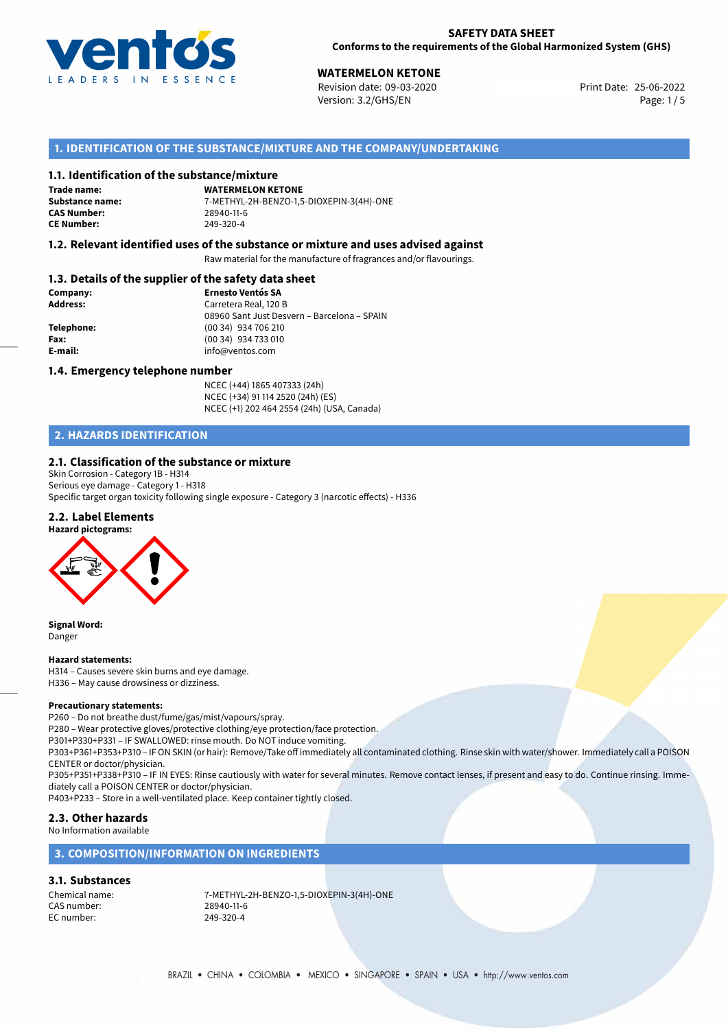**SAFETY DATA SHEET**
**Conforms to the requirements of the Global Harmonized System (GHS)**

**WATERMELON KETONE**
Revision date: 09-03-2020
Version: 3.2/GHS/EN
Print Date: 25-06-2022

## 1. IDENTIFICATION OF THE SUBSTANCE/MIXTURE AND THE COMPANY/UNDERTAKING

### 1.1. Identification of the substance/mixture

**Trade name:** WATERMELON KETONE
**Substance name:** 7-METHYL-2H-BENZO-1,5-DIOXEPIN-3(4H)-ONE
**CAS Number:** 28940-11-6
**CE Number:** 249-320-4

### 1.2. Relevant identified uses of the substance or mixture and uses advised against

Raw material for the manufacture of fragrances and/or flavourings.

### 1.3. Details of the supplier of the safety data sheet

**Company:** Ernesto Ventós SA
**Address:** Carretera Real, 120 B
08960 Sant Just Desvern – Barcelona – SPAIN
**Telephone:** (00 34) 934 706 210
**Fax:** (00 34) 934 733 010
**E-mail:** info@ventos.com

### 1.4. Emergency telephone number

NCEC (+44) 1865 407333 (24h)
NCEC (+34) 91 114 2520 (24h) (ES)
NCEC (+1) 202 464 2554 (24h) (USA, Canada)

## 2. HAZARDS IDENTIFICATION

### 2.1. Classification of the substance or mixture

Skin Corrosion - Category 1B - H314
Serious eye damage - Category 1 - H318
Specific target organ toxicity following single exposure - Category 3 (narcotic effects) - H336

### 2.2. Label Elements

**Hazard pictograms:**

**Signal Word:**
Danger

**Hazard statements:**
H314 – Causes severe skin burns and eye damage.
H336 – May cause drowsiness or dizziness.

**Precautionary statements:**
P260 – Do not breathe dust/fume/gas/mist/vapours/spray.
P280 – Wear protective gloves/protective clothing/eye protection/face protection.
P301+P330+P331 – IF SWALLOWED: rinse mouth. Do NOT induce vomiting.
P303+P361+P353+P310 – IF ON SKIN (or hair): Remove/Take off immediately all contaminated clothing. Rinse skin with water/shower. Immediately call a POISON CENTER or doctor/physician.
P305+P351+P338+P310 – IF IN EYES: Rinse cautiously with water for several minutes. Remove contact lenses, if present and easy to do. Continue rinsing. Immediately call a POISON CENTER or doctor/physician.
P403+P233 – Store in a well-ventilated place. Keep container tightly closed.

### 2.3. Other hazards

No Information available

## 3. COMPOSITION/INFORMATION ON INGREDIENTS

### 3.1. Substances

Chemical name: 7-METHYL-2H-BENZO-1,5-DIOXEPIN-3(4H)-ONE
CAS number: 28940-11-6
EC number: 249-320-4

BRAZIL • CHINA • COLOMBIA • MEXICO • SINGAPORE • SPAIN • USA • http://www.ventos.com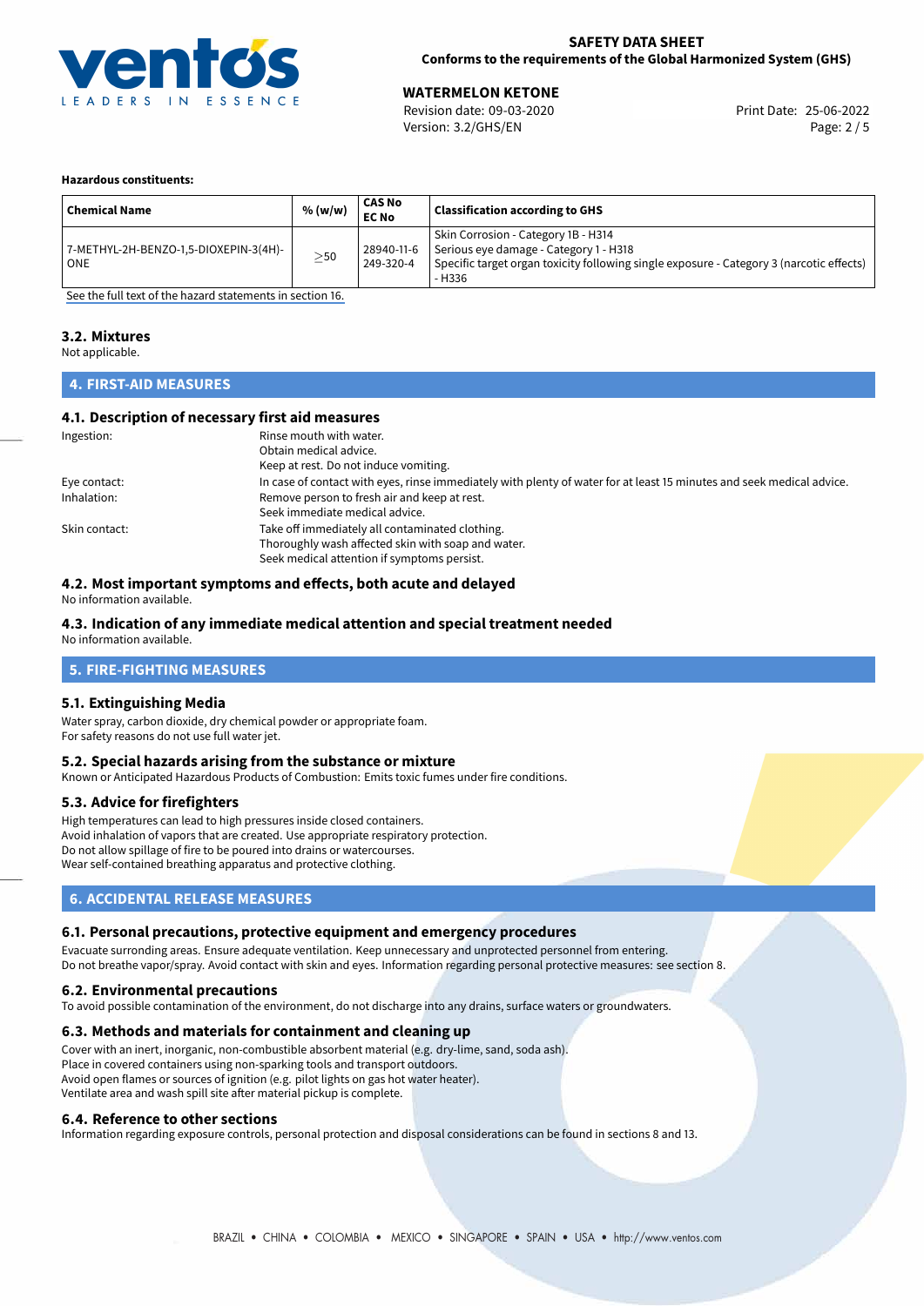**Hazardous constituents:**

| Chemical Name | % (w/w) | CAS No EC No | Classification according to GHS |
|---|---|---|---|
| 7-METHYL-2H-BENZO-1,5-DIOXEPIN-3(4H)-ONE | $\geq$50 | 28940-11-6 249-320-4 | Skin Corrosion - Category 1B - H314 Serious eye damage - Category 1 - H318 Specific target organ toxicity following single exposure - Category 3 (narcotic effects) - H336 |

See the full text of the hazard statements in section 16.

### 3.2. Mixtures

Not applicable.

## 4. FIRST-AID MEASURES

### 4.1. Description of necessary first aid measures

Ingestion: Rinse mouth with water.
Obtain medical advice.
Keep at rest. Do not induce vomiting.

Eye contact: In case of contact with eyes, rinse immediately with plenty of water for at least 15 minutes and seek medical advice.

Inhalation: Remove person to fresh air and keep at rest.
Seek immediate medical advice.

Skin contact: Take off immediately all contaminated clothing.
Thoroughly wash affected skin with soap and water.
Seek medical attention if symptoms persist.

### 4.2. Most important symptoms and effects, both acute and delayed

No information available.

### 4.3. Indication of any immediate medical attention and special treatment needed

No information available.

## 5. FIRE-FIGHTING MEASURES

### 5.1. Extinguishing Media

Water spray, carbon dioxide, dry chemical powder or appropriate foam.
For safety reasons do not use full water jet.

### 5.2. Special hazards arising from the substance or mixture

Known or Anticipated Hazardous Products of Combustion: Emits toxic fumes under fire conditions.

### 5.3. Advice for firefighters

High temperatures can lead to high pressures inside closed containers.
Avoid inhalation of vapors that are created. Use appropriate respiratory protection.
Do not allow spillage of fire to be poured into drains or watercourses.
Wear self-contained breathing apparatus and protective clothing.

## 6. ACCIDENTAL RELEASE MEASURES

### 6.1. Personal precautions, protective equipment and emergency procedures

Evacuate surronding areas. Ensure adequate ventilation. Keep unnecessary and unprotected personnel from entering.
Do not breathe vapor/spray. Avoid contact with skin and eyes. Information regarding personal protective measures: see section 8.

### 6.2. Environmental precautions

To avoid possible contamination of the environment, do not discharge into any drains, surface waters or groundwaters.

### 6.3. Methods and materials for containment and cleaning up

Cover with an inert, inorganic, non-combustible absorbent material (e.g. dry-lime, sand, soda ash).
Place in covered containers using non-sparking tools and transport outdoors.
Avoid open flames or sources of ignition (e.g. pilot lights on gas hot water heater).
Ventilate area and wash spill site after material pickup is complete.

### 6.4. Reference to other sections

Information regarding exposure controls, personal protection and disposal considerations can be found in sections 8 and 13.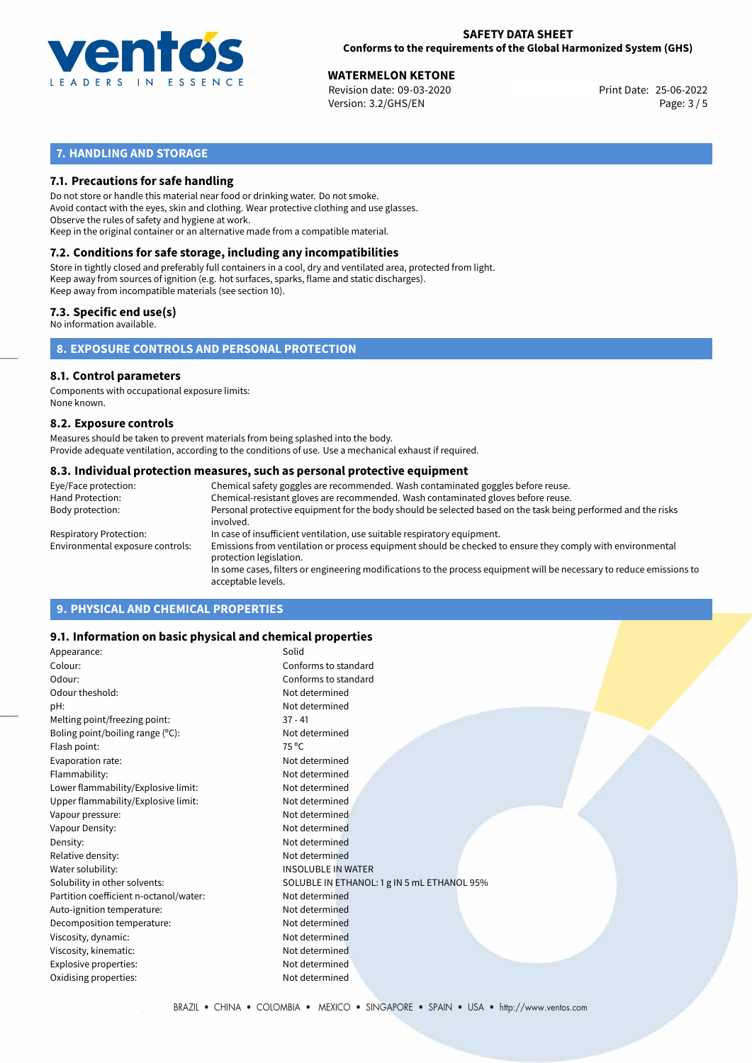## 7. HANDLING AND STORAGE

### 7.1. Precautions for safe handling

Do not store or handle this material near food or drinking water. Do not smoke.
Avoid contact with the eyes, skin and clothing. Wear protective clothing and use glasses.
Observe the rules of safety and hygiene at work.
Keep in the original container or an alternative made from a compatible material.

### 7.2. Conditions for safe storage, including any incompatibilities

Store in tightly closed and preferably full containers in a cool, dry and ventilated area, protected from light.
Keep away from sources of ignition (e.g. hot surfaces, sparks, flame and static discharges).
Keep away from incompatible materials (see section 10).

### 7.3. Specific end use(s)

No information available.

## 8. EXPOSURE CONTROLS AND PERSONAL PROTECTION

### 8.1. Control parameters

Components with occupational exposure limits:
None known.

### 8.2. Exposure controls

Measures should be taken to prevent materials from being splashed into the body.
Provide adequate ventilation, according to the conditions of use. Use a mechanical exhaust if required.

### 8.3. Individual protection measures, such as personal protective equipment

| | |
|---|---|
| Eye/Face protection: | Chemical safety goggles are recommended. Wash contaminated goggles before reuse. |
| Hand Protection: | Chemical-resistant gloves are recommended. Wash contaminated gloves before reuse. |
| Body protection: | Personal protective equipment for the body should be selected based on the task being performed and the risks involved. |
| Respiratory Protection: | In case of insufficient ventilation, use suitable respiratory equipment. |
| Environmental exposure controls: | Emissions from ventilation or process equipment should be checked to ensure they comply with environmental protection legislation. In some cases, filters or engineering modifications to the process equipment will be necessary to reduce emissions to acceptable levels. |

## 9. PHYSICAL AND CHEMICAL PROPERTIES

### 9.1. Information on basic physical and chemical properties

| | |
|---|---|
| Appearance: | Solid |
| Colour: | Conforms to standard |
| Odour: | Conforms to standard |
| Odour theshold: | Not determined |
| pH: | Not determined |
| Melting point/freezing point: | 37 - 41 |
| Boling point/boiling range (°C): | Not determined |
| Flash point: | 75 °C |
| Evaporation rate: | Not determined |
| Flammability: | Not determined |
| Lower flammability/Explosive limit: | Not determined |
| Upper flammability/Explosive limit: | Not determined |
| Vapour pressure: | Not determined |
| Vapour Density: | Not determined |
| Density: | Not determined |
| Relative density: | Not determined |
| Water solubility: | INSOLUBLE IN WATER |
| Solubility in other solvents: | SOLUBLE IN ETHANOL: 1 g IN 5 mL ETHANOL 95% |
| Partition coefficient n-octanol/water: | Not determined |
| Auto-ignition temperature: | Not determined |
| Decomposition temperature: | Not determined |
| Viscosity, dynamic: | Not determined |
| Viscosity, kinematic: | Not determined |
| Explosive properties: | Not determined |
| Oxidising properties: | Not determined |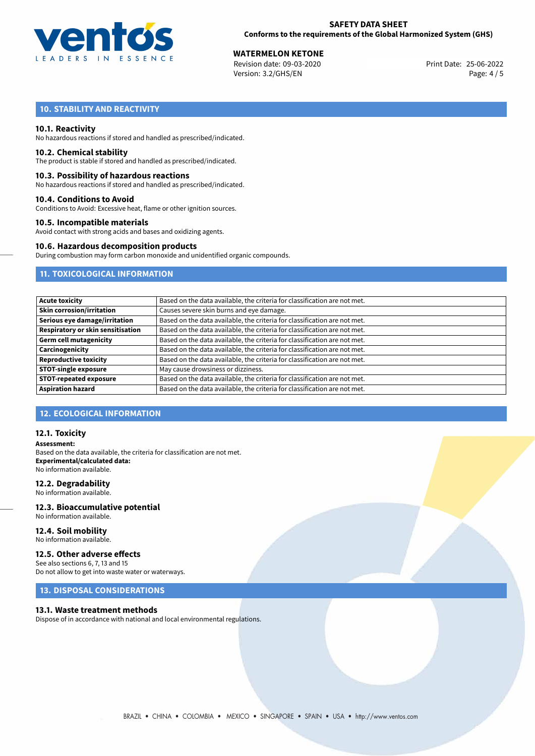## 10. STABILITY AND REACTIVITY

### 10.1. Reactivity

No hazardous reactions if stored and handled as prescribed/indicated.

### 10.2. Chemical stability

The product is stable if stored and handled as prescribed/indicated.

### 10.3. Possibility of hazardous reactions

No hazardous reactions if stored and handled as prescribed/indicated.

### 10.4. Conditions to Avoid

Conditions to Avoid: Excessive heat, flame or other ignition sources.

### 10.5. Incompatible materials

Avoid contact with strong acids and bases and oxidizing agents.

### 10.6. Hazardous decomposition products

During combustion may form carbon monoxide and unidentified organic compounds.

## 11. TOXICOLOGICAL INFORMATION

| | |
|---|---|
| **Acute toxicity** | Based on the data available, the criteria for classification are not met. |
| **Skin corrosion/irritation** | Causes severe skin burns and eye damage. |
| **Serious eye damage/irritation** | Based on the data available, the criteria for classification are not met. |
| **Respiratory or skin sensitisation** | Based on the data available, the criteria for classification are not met. |
| **Germ cell mutagenicity** | Based on the data available, the criteria for classification are not met. |
| **Carcinogenicity** | Based on the data available, the criteria for classification are not met. |
| **Reproductive toxicity** | Based on the data available, the criteria for classification are not met. |
| **STOT-single exposure** | May cause drowsiness or dizziness. |
| **STOT-repeated exposure** | Based on the data available, the criteria for classification are not met. |
| **Aspiration hazard** | Based on the data available, the criteria for classification are not met. |

## 12. ECOLOGICAL INFORMATION

### 12.1. Toxicity

**Assessment:**
Based on the data available, the criteria for classification are not met.
**Experimental/calculated data:**
No information available.

### 12.2. Degradability

No information available.

### 12.3. Bioaccumulative potential

No information available.

### 12.4. Soil mobility

No information available.

### 12.5. Other adverse effects

See also sections 6, 7, 13 and 15
Do not allow to get into waste water or waterways.

## 13. DISPOSAL CONSIDERATIONS

### 13.1. Waste treatment methods

Dispose of in accordance with national and local environmental regulations.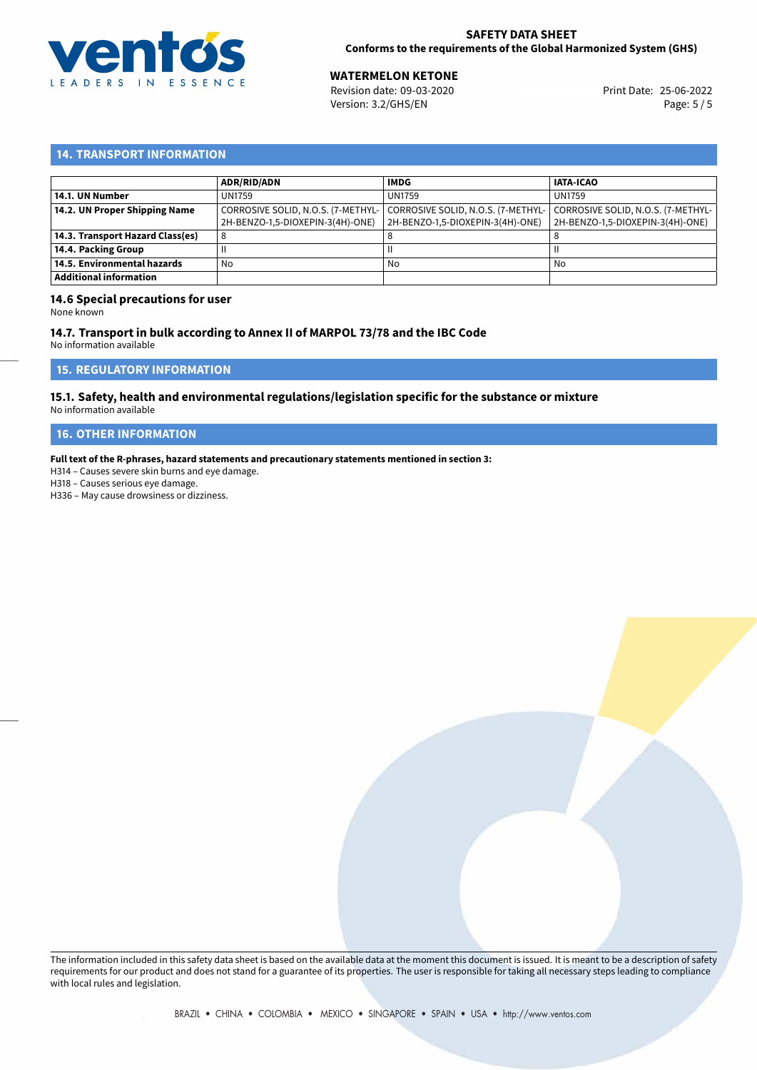## 14. TRANSPORT INFORMATION

| | ADR/RID/ADN | IMDG | IATA-ICAO |
|---|---|---|---|
| **14.1. UN Number** | UN1759 | UN1759 | UN1759 |
| **14.2. UN Proper Shipping Name** | CORROSIVE SOLID, N.O.S. (7-METHYL-2H-BENZO-1,5-DIOXEPIN-3(4H)-ONE) | CORROSIVE SOLID, N.O.S. (7-METHYL-2H-BENZO-1,5-DIOXEPIN-3(4H)-ONE) | CORROSIVE SOLID, N.O.S. (7-METHYL-2H-BENZO-1,5-DIOXEPIN-3(4H)-ONE) |
| **14.3. Transport Hazard Class(es)** | 8 | 8 | 8 |
| **14.4. Packing Group** | II | II | II |
| **14.5. Environmental hazards** | No | No | No |
| **Additional information** | | | |

### 14.6 Special precautions for user

None known

### 14.7. Transport in bulk according to Annex II of MARPOL 73/78 and the IBC Code

No information available

## 15. REGULATORY INFORMATION

### 15.1. Safety, health and environmental regulations/legislation specific for the substance or mixture

No information available

## 16. OTHER INFORMATION

**Full text of the R-phrases, hazard statements and precautionary statements mentioned in section 3:**

H314 – Causes severe skin burns and eye damage.

H318 – Causes serious eye damage.

H336 – May cause drowsiness or dizziness.

The information included in this safety data sheet is based on the available data at the moment this document is issued. It is meant to be a description of safety requirements for our product and does not stand for a guarantee of its properties. The user is responsible for taking all necessary steps leading to compliance with local rules and legislation.